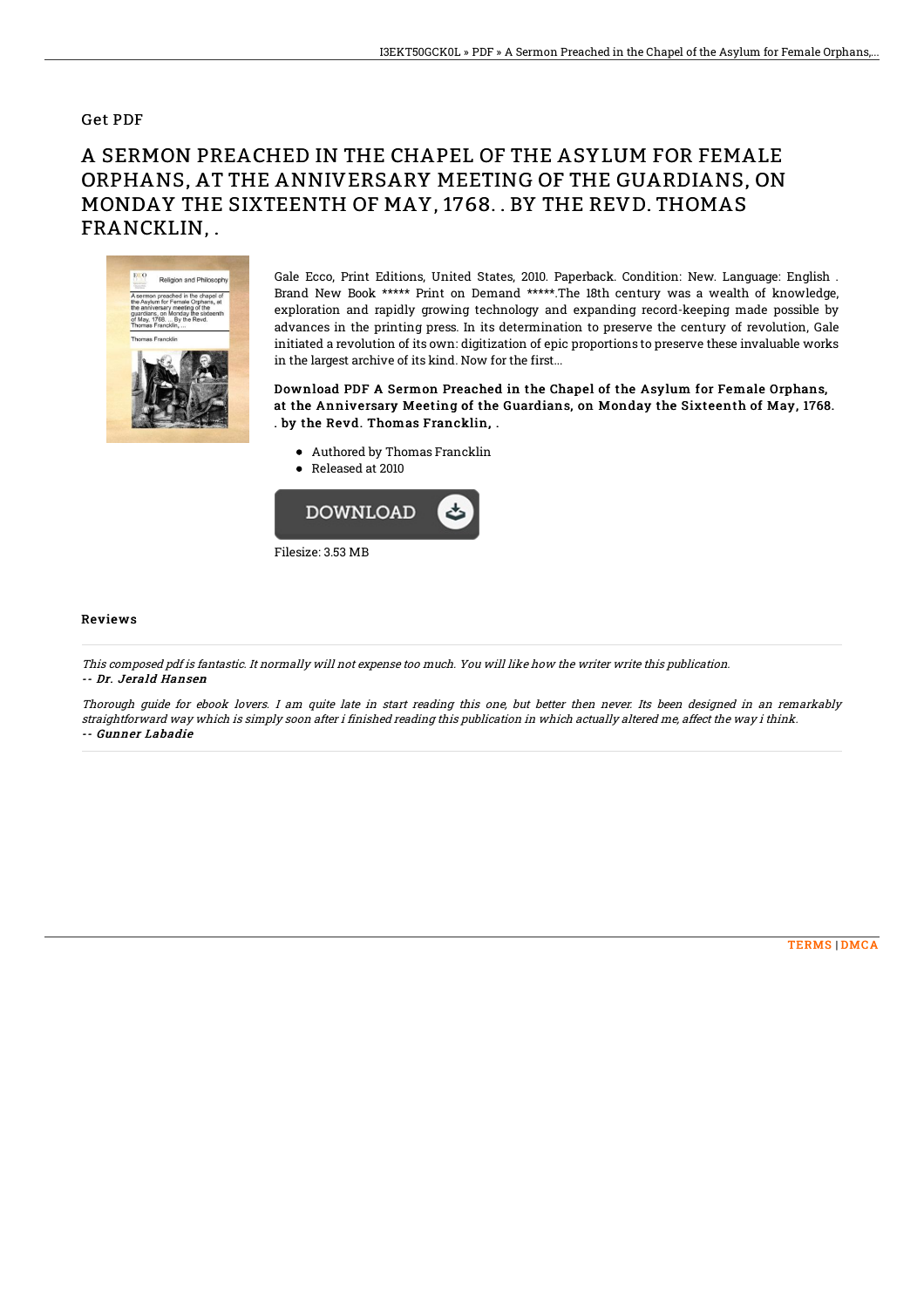Get PDF

# A SERMON PREACHED IN THE CHAPEL OF THE ASYLUM FOR FEMALE ORPHANS, AT THE ANNIVERSARY MEETING OF THE GUARDIANS, ON MONDAY THE SIXTEENTH OF MAY, 1768. . BY THE REVD. THOMAS FRANCKLIN, .

Gale Ecco, Print Editions, United States, 2010. Paperback. Condition: New. Language: English . Brand New Book ***** Print on Demand *****.The 18th century was a wealth of knowledge, exploration and rapidly growing technology and expanding record-keeping made possible by advances in the printing press. In its determination to preserve the century of revolution, Gale initiated a revolution of its own: digitization of epic proportions to preserve these invaluable works in the largest archive of its kind. Now for the first...

**Download PDF A Sermon Preached in the Chapel of the Asylum for Female Orphans, at the Anniversary Meeting of the Guardians, on Monday the Sixteenth of May, 1768. . by the Revd. Thomas Francklin, .**

- Authored by Thomas Francklin
- Released at 2010

Filesize: 3.53 MB

## Reviews

*This composed pdf is fantastic. It normally will not expense too much. You will like how the writer write this publication.*
*-- Dr. Jerald Hansen*

*Thorough guide for ebook lovers. I am quite late in start reading this one, but better then never. Its been designed in an remarkably straightforward way which is simply soon after i finished reading this publication in which actually altered me, affect the way i think.*
*-- Gunner Labadie*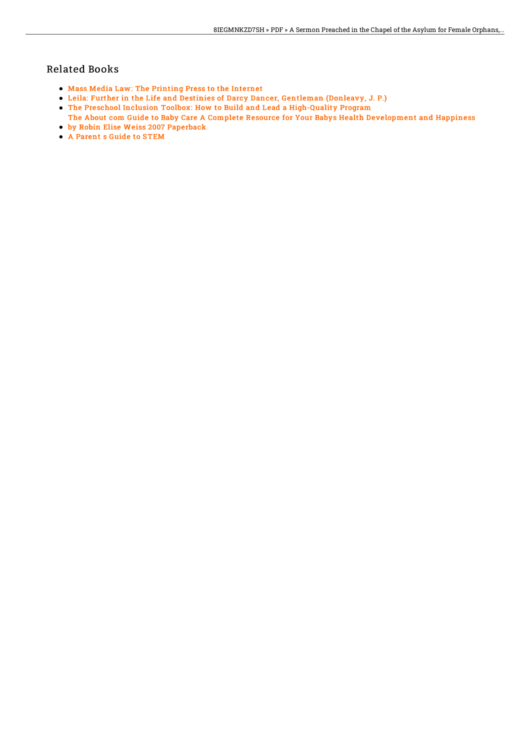## Related Books

- Mass Media Law: The Printing Press to the Internet
- Leila: Further in the Life and Destinies of Darcy Dancer, Gentleman (Donleavy, J. P.)
- The Preschool Inclusion Toolbox: How to Build and Lead a High-Quality Program
  The About com Guide to Baby Care A Complete Resource for Your Babys Health Development and Happiness
- by Robin Elise Weiss 2007 Paperback
- A Parent s Guide to STEM